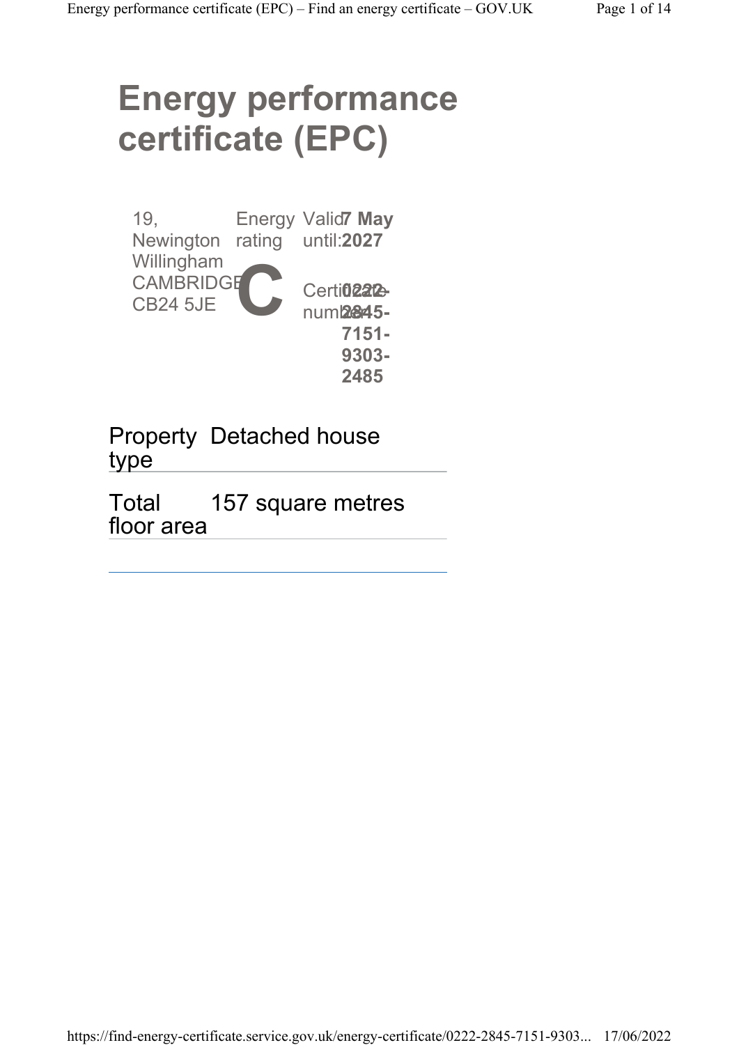# Energy performance certificate (EPC)

19, Newington
Willingham
CAMBRIDGE
CB24 5JE

Energy rating

**C**

Valid until: **7 May 2027**

Certificate number: **0222-2845-7151-9303-2485**

| | |
|---|---|
| Property type | Detached house |
| Total floor area | 157 square metres |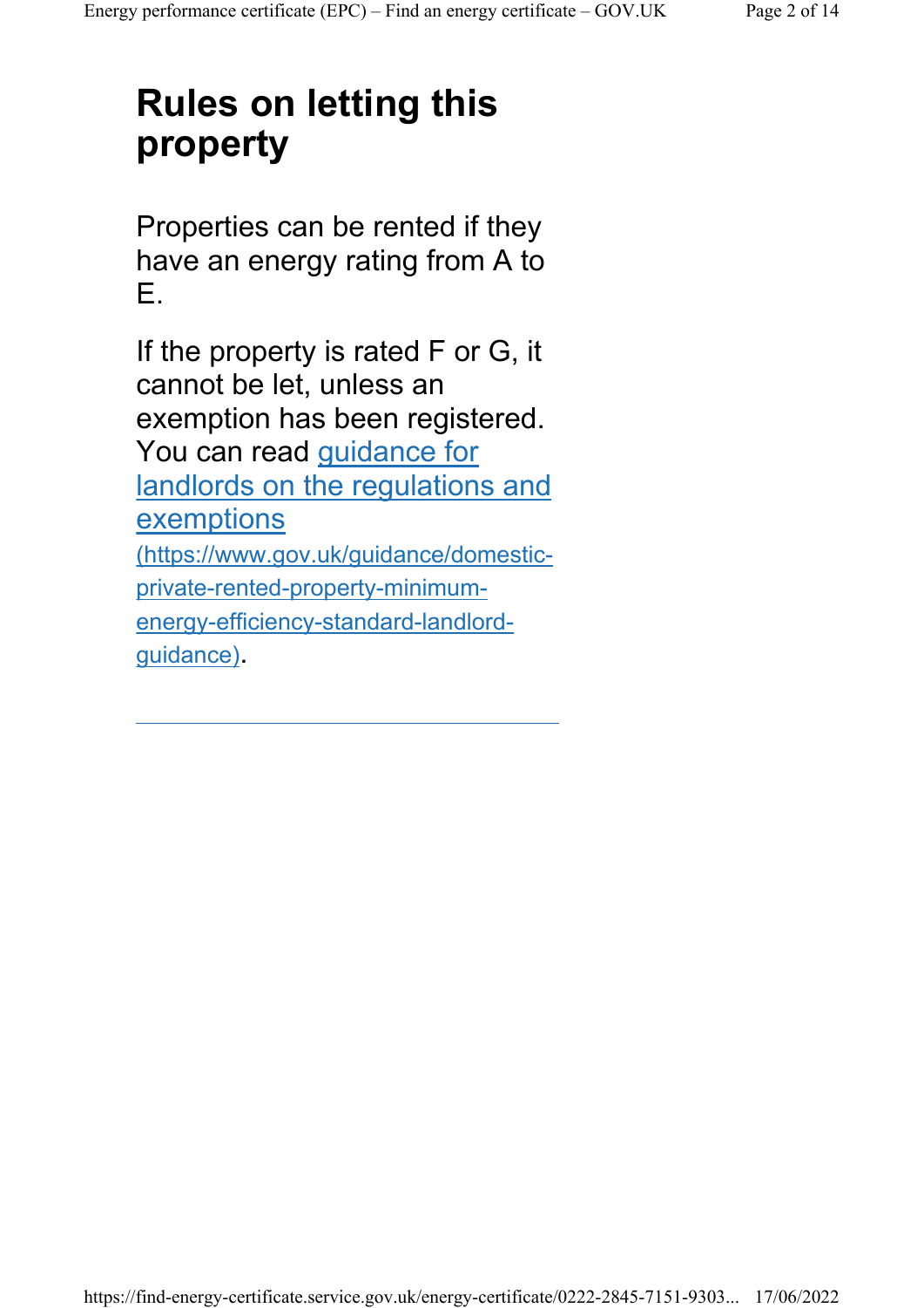# Rules on letting this property

Properties can be rented if they have an energy rating from A to E.

If the property is rated F or G, it cannot be let, unless an exemption has been registered. You can read [guidance for landlords on the regulations and exemptions](https://www.gov.uk/guidance/domestic-private-rented-property-minimum-energy-efficiency-standard-landlord-guidance) (https://www.gov.uk/guidance/domestic-private-rented-property-minimum-energy-efficiency-standard-landlord-guidance).

---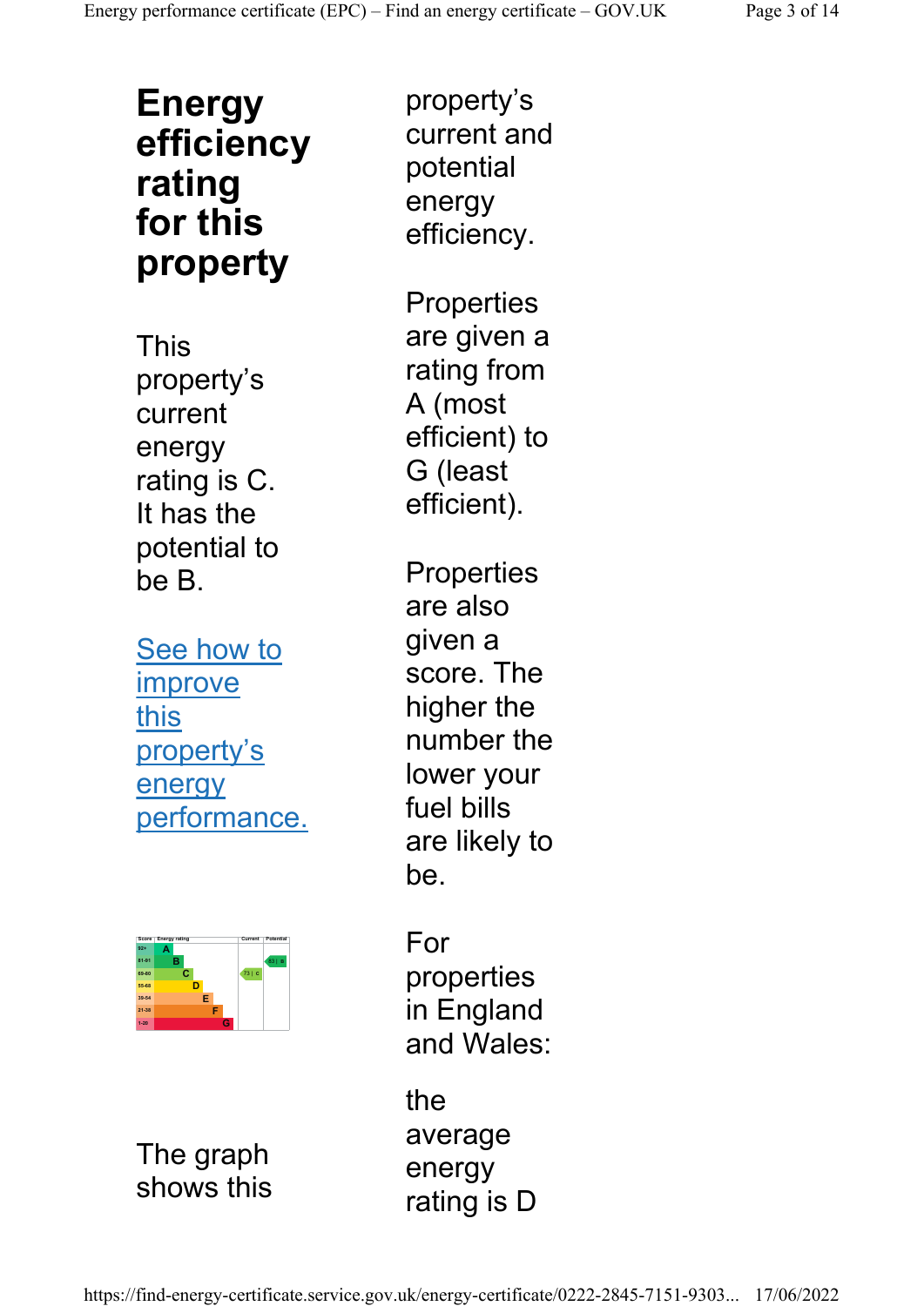# Energy efficiency rating for this property

This property's current energy rating is C. It has the potential to be B.

See how to improve this property's energy performance.

| Score | Energy rating | Current | Potential |
|---|---|---|---|
| 92+ | A | | |
| 81-91 | B | | 83 \| B |
| 69-80 | C | 73 \| C | |
| 55-68 | D | | |
| 39-54 | E | | |
| 21-38 | F | | |
| 1-20 | G | | |

The graph shows this property's current and potential energy efficiency.

Properties are given a rating from A (most efficient) to G (least efficient).

Properties are also given a score. The higher the number the lower your fuel bills are likely to be.

For properties in England and Wales:

the average energy rating is D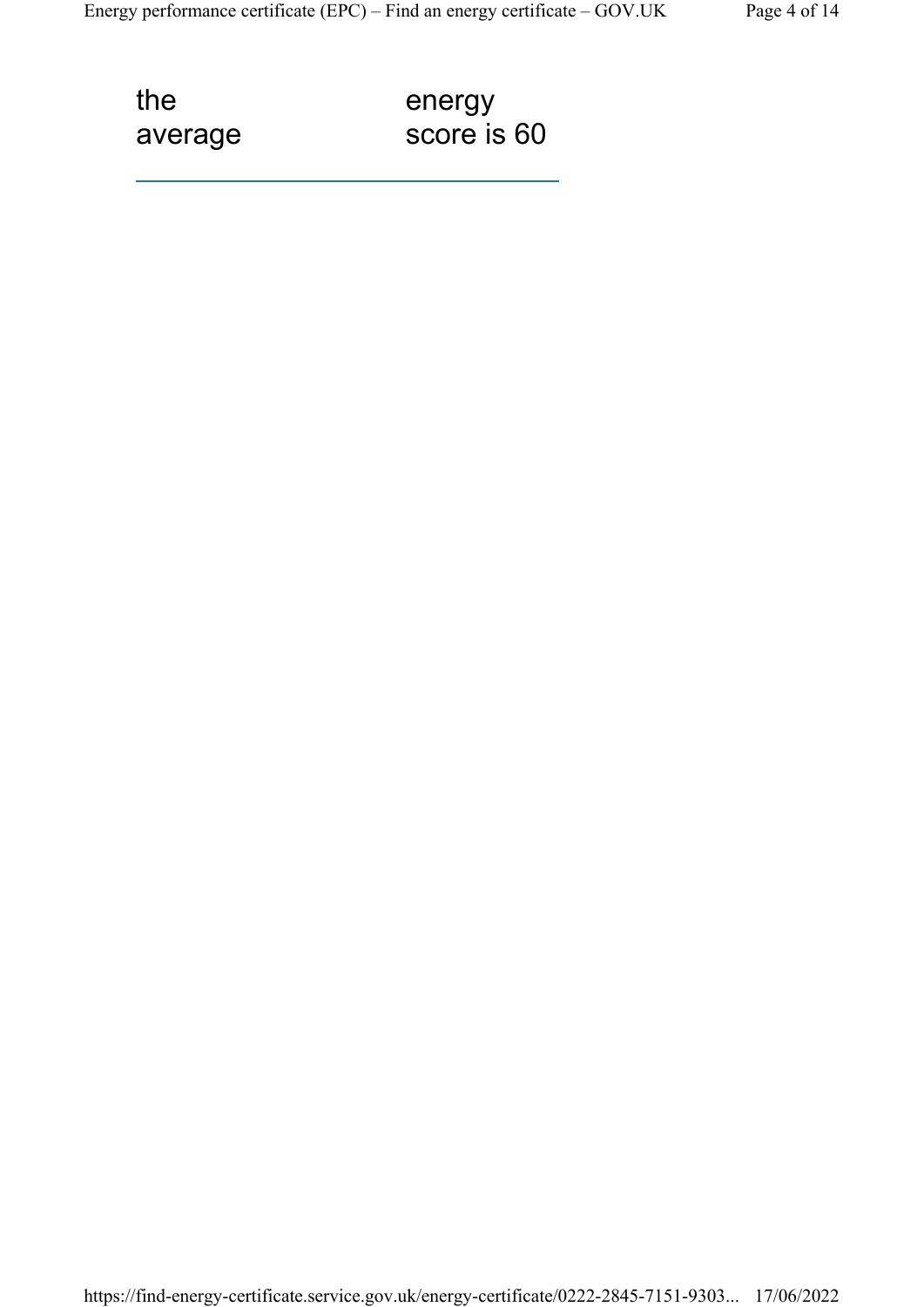| the average | energy score is 60 |
|---|---|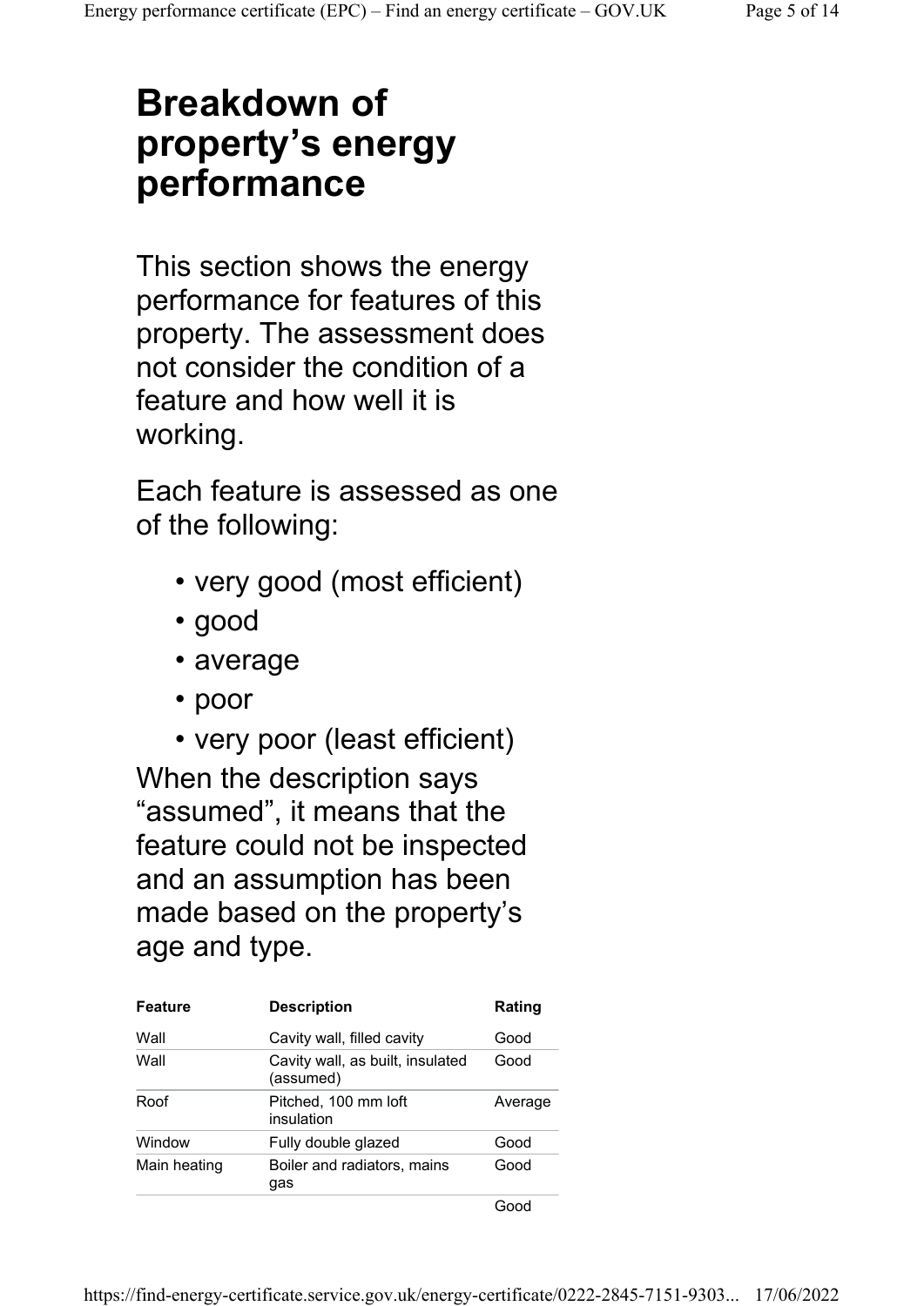# Breakdown of property's energy performance

This section shows the energy performance for features of this property. The assessment does not consider the condition of a feature and how well it is working.

Each feature is assessed as one of the following:

- very good (most efficient)
- good
- average
- poor
- very poor (least efficient)

When the description says "assumed", it means that the feature could not be inspected and an assumption has been made based on the property's age and type.

| Feature | Description | Rating |
|---|---|---|
| Wall | Cavity wall, filled cavity | Good |
| Wall | Cavity wall, as built, insulated (assumed) | Good |
| Roof | Pitched, 100 mm loft insulation | Average |
| Window | Fully double glazed | Good |
| Main heating | Boiler and radiators, mains gas | Good |
| | | Good |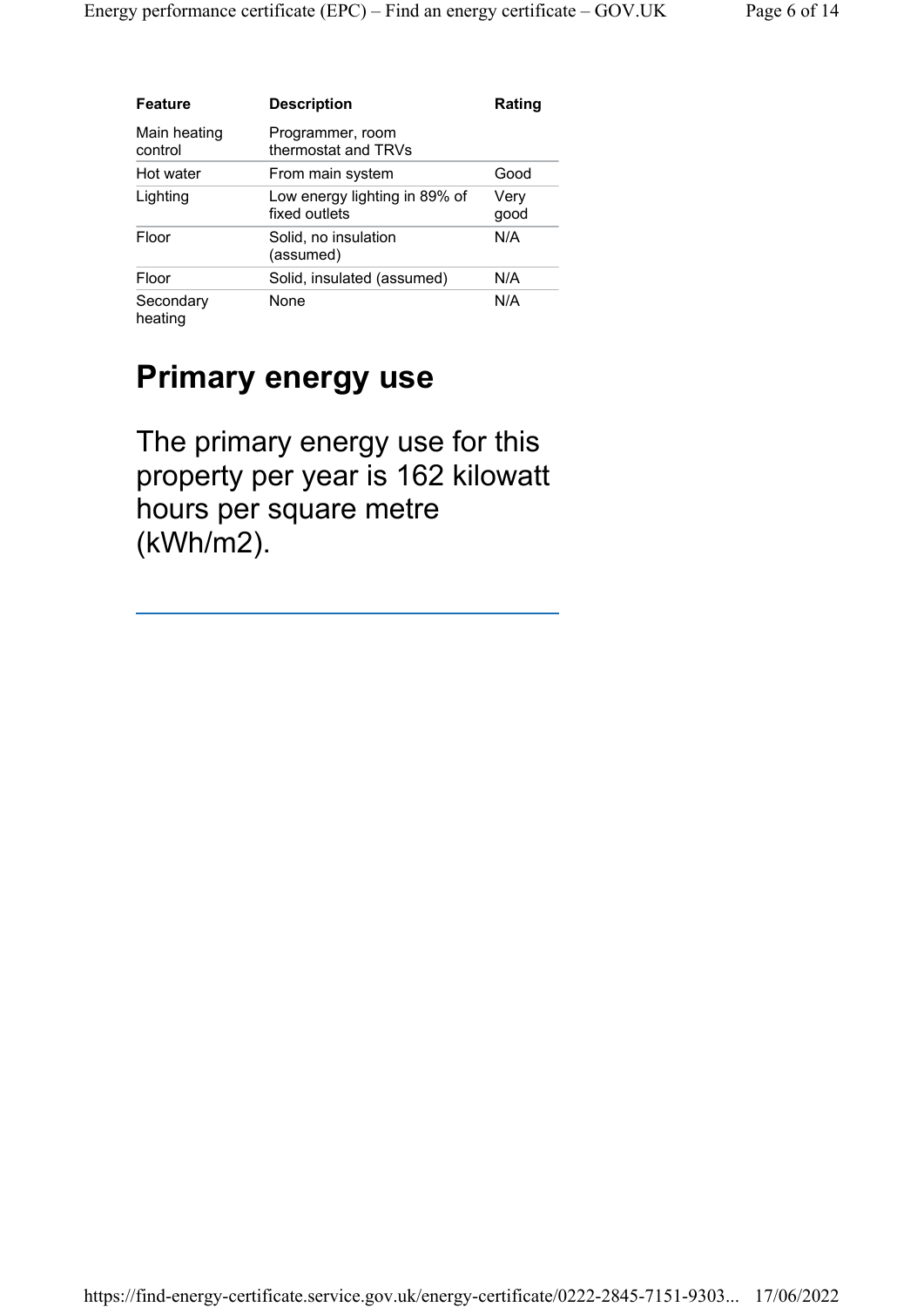| Feature | Description | Rating |
|---|---|---|
| Main heating control | Programmer, room thermostat and TRVs | |
| Hot water | From main system | Good |
| Lighting | Low energy lighting in 89% of fixed outlets | Very good |
| Floor | Solid, no insulation (assumed) | N/A |
| Floor | Solid, insulated (assumed) | N/A |
| Secondary heating | None | N/A |

## Primary energy use

The primary energy use for this property per year is 162 kilowatt hours per square metre (kWh/m2).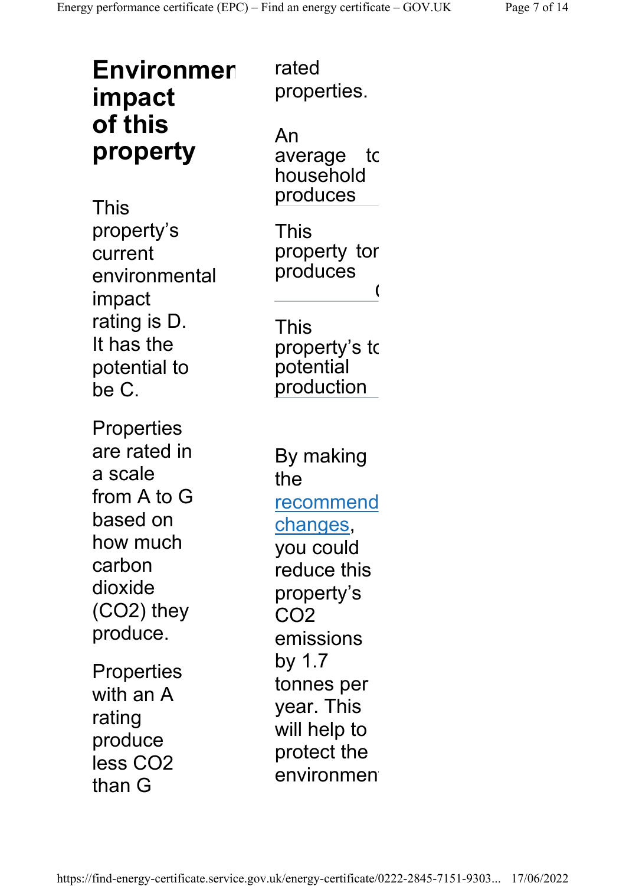# Environmen impact of this property

This property's current environmental impact rating is D. It has the potential to be C.

Properties are rated in a scale from A to G based on how much carbon dioxide ($CO_2$) they produce.

Properties with an A rating produce less $CO_2$ than G rated properties.

An average household produces | tc
---|---

This property produces | tor (
---|---

This property's potential production | tc
---|---

By making the recommend changes, you could reduce this property's $CO_2$ emissions by 1.7 tonnes per year. This will help to protect the environmen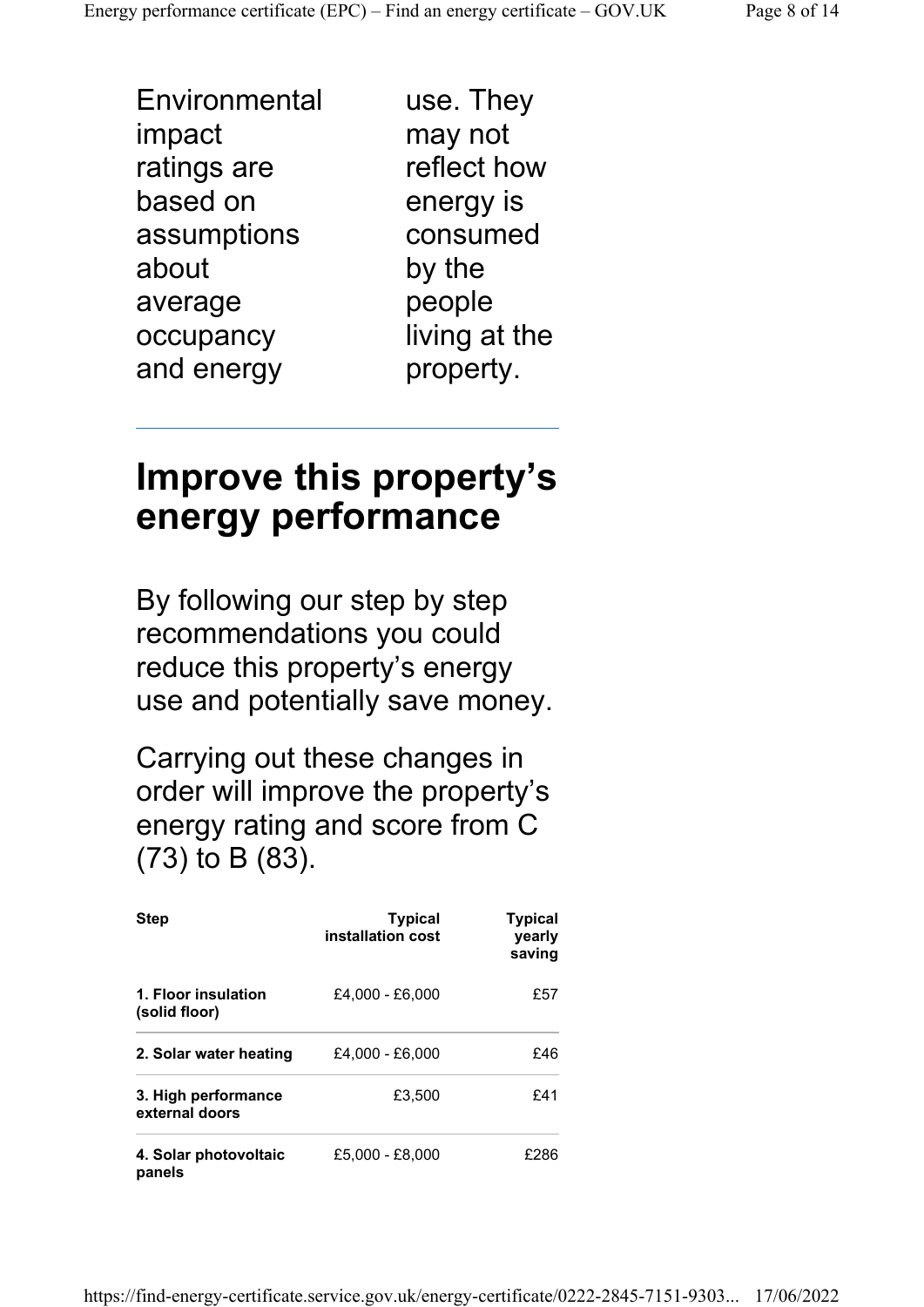Environmental impact ratings are based on assumptions about average occupancy and energy use. They may not reflect how energy is consumed by the people living at the property.

---

## Improve this property's energy performance

By following our step by step recommendations you could reduce this property's energy use and potentially save money.

Carrying out these changes in order will improve the property's energy rating and score from C (73) to B (83).

| Step | Typical installation cost | Typical yearly saving |
|---|---|---|
| **1. Floor insulation (solid floor)** | £4,000 - £6,000 | £57 |
| **2. Solar water heating** | £4,000 - £6,000 | £46 |
| **3. High performance external doors** | £3,500 | £41 |
| **4. Solar photovoltaic panels** | £5,000 - £8,000 | £286 |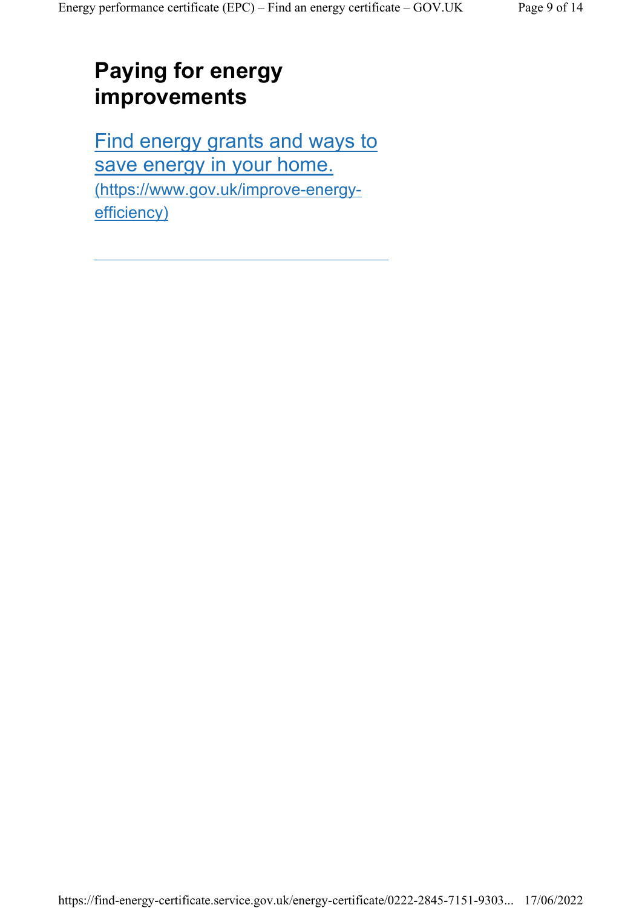## Paying for energy improvements

[Find energy grants and ways to save energy in your home.](https://www.gov.uk/improve-energy-efficiency) (https://www.gov.uk/improve-energy-efficiency)

---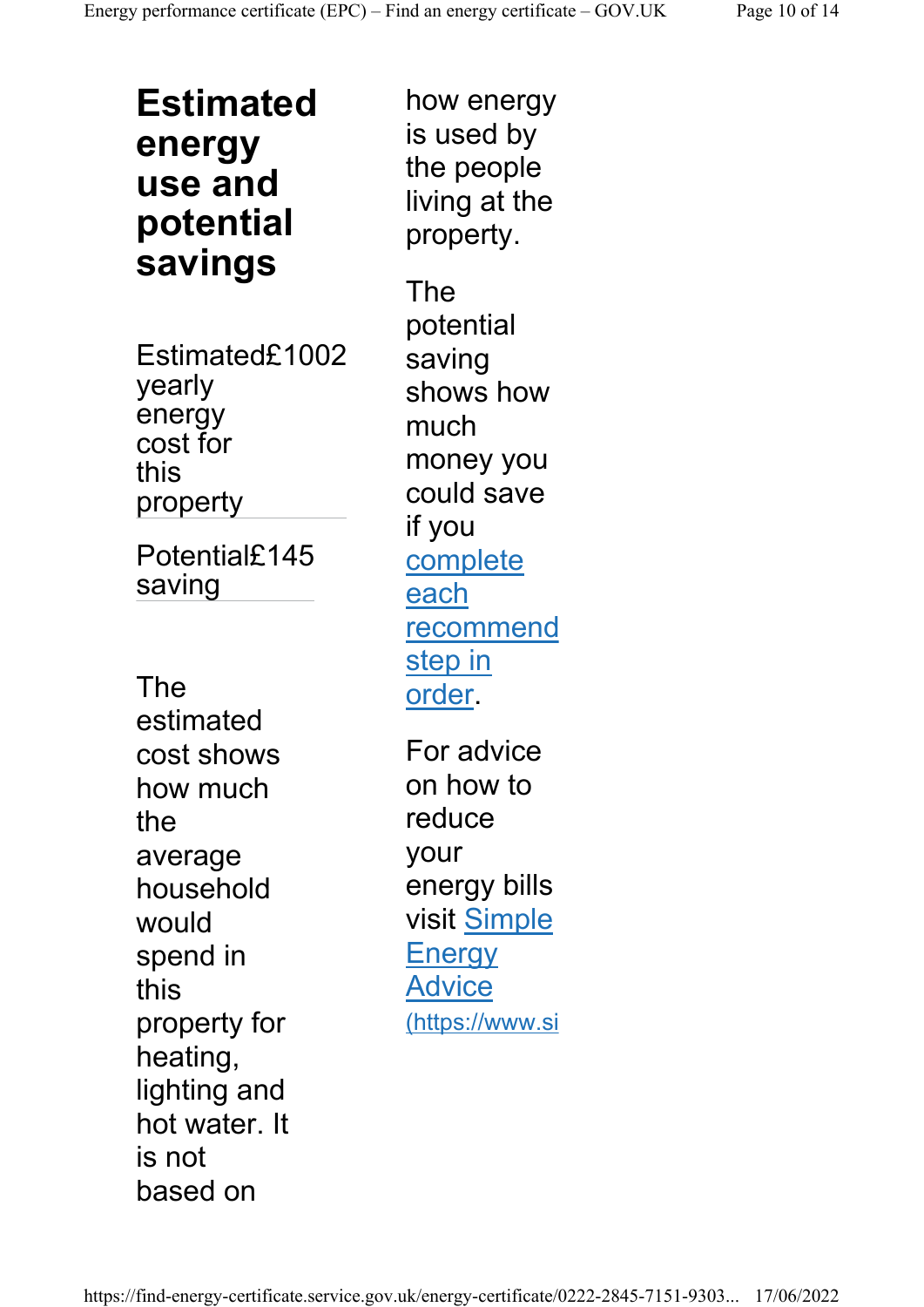## Estimated energy use and potential savings

| | |
|---|---|
| Estimated yearly energy cost for this property | £1002 |
| Potential saving | £145 |

The estimated cost shows how much the average household would spend in this property for heating, lighting and hot water. It is not based on how energy is used by the people living at the property.

The potential saving shows how much money you could save if you complete each recommend step in order.

For advice on how to reduce your energy bills visit Simple Energy Advice (https://www.si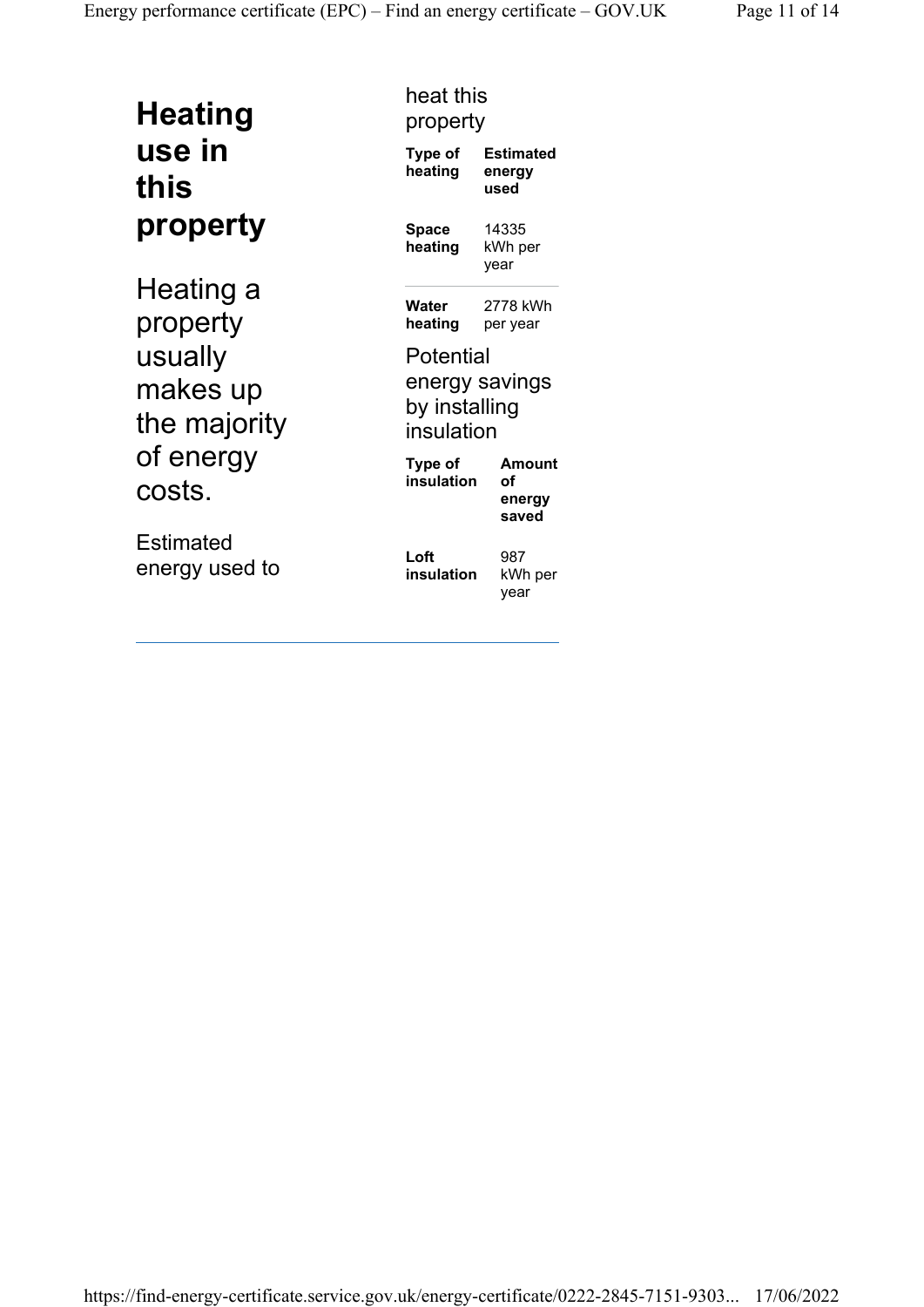# Heating use in this property

Heating a property usually makes up the majority of energy costs.

Estimated energy used to heat this property

| Type of heating | Estimated energy used |
|---|---|
| Space heating | 14335 kWh per year |
| Water heating | 2778 kWh per year |

Potential energy savings by installing insulation

| Type of insulation | Amount of energy saved |
|---|---|
| Loft insulation | 987 kWh per year |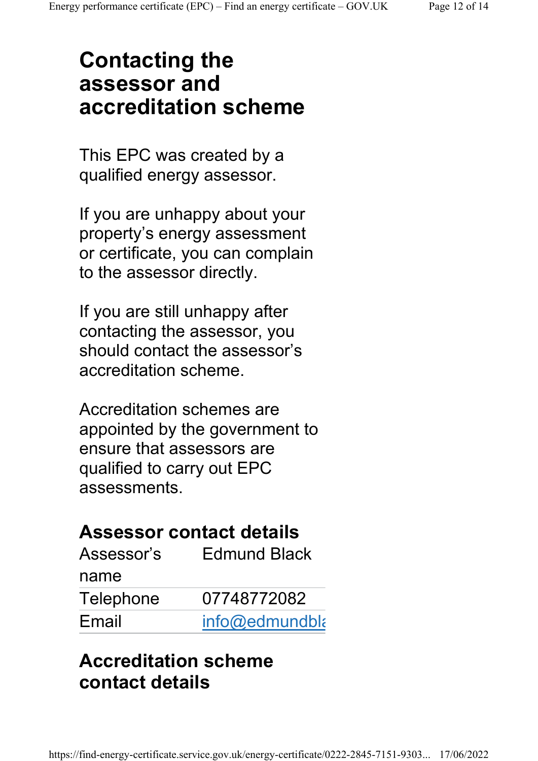# Contacting the assessor and accreditation scheme

This EPC was created by a qualified energy assessor.

If you are unhappy about your property's energy assessment or certificate, you can complain to the assessor directly.

If you are still unhappy after contacting the assessor, you should contact the assessor's accreditation scheme.

Accreditation schemes are appointed by the government to ensure that assessors are qualified to carry out EPC assessments.

## Assessor contact details

| | |
|---|---|
| Assessor's name | Edmund Black |
| Telephone | 07748772082 |
| Email | info@edmundbla |

## Accreditation scheme contact details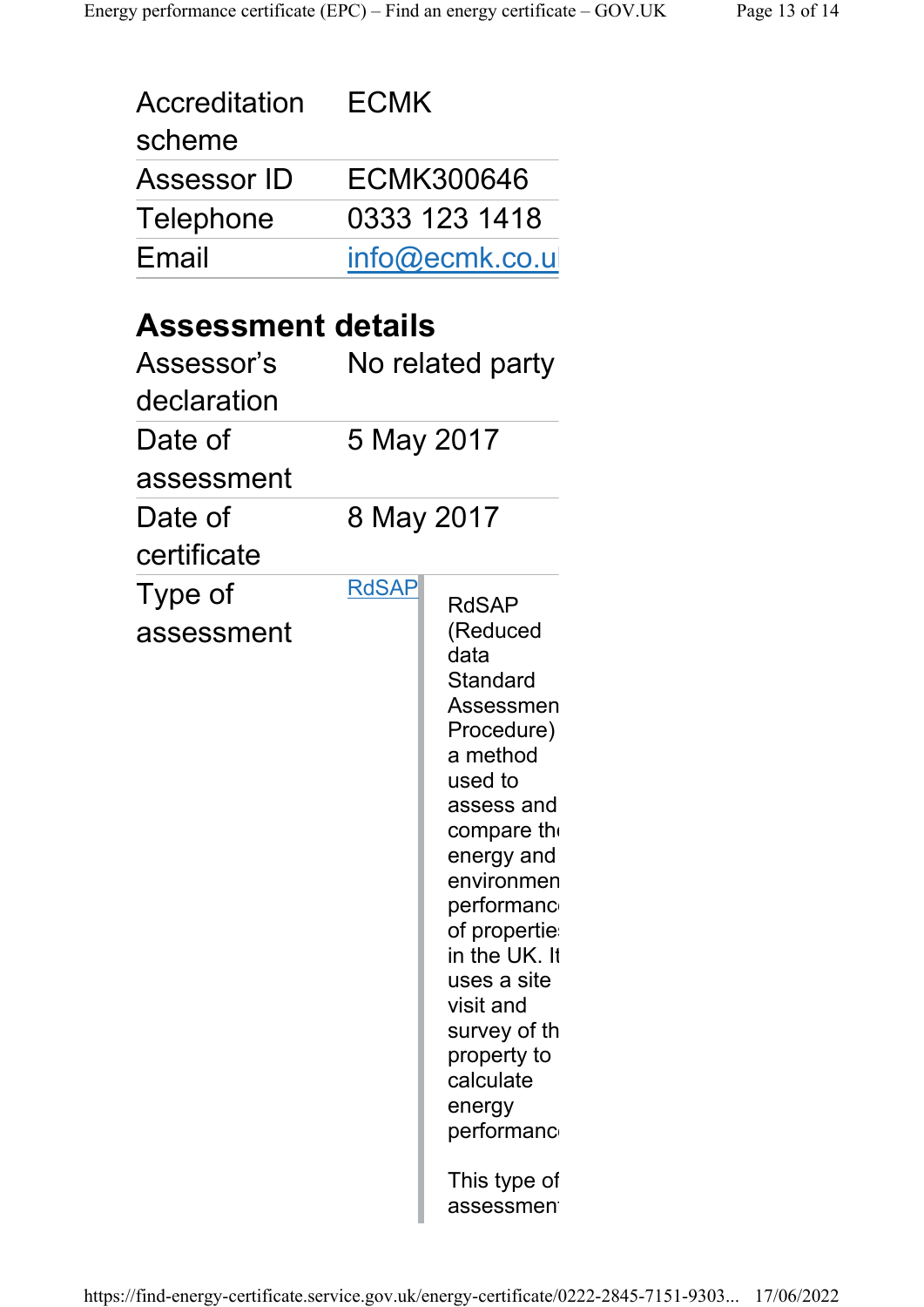| | |
|---|---|
| Accreditation scheme | ECMK |
| Assessor ID | ECMK300646 |
| Telephone | 0333 123 1418 |
| Email | info@ecmk.co.u |

## Assessment details

| | |
|---|---|
| Assessor's declaration | No related party |
| Date of assessment | 5 May 2017 |
| Date of certificate | 8 May 2017 |
| Type of assessment | RdSAP |

RdSAP (Reduced data Standard Assessmen Procedure) a method used to assess and compare th energy and environmen performanc of propertie in the UK. It uses a site visit and survey of th property to calculate energy performanc

This type of assessmen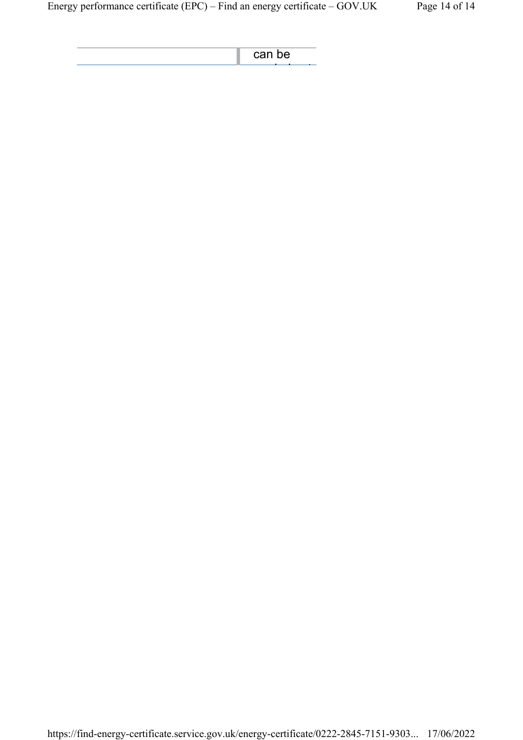| | |
| --- | --- |
| | can be |